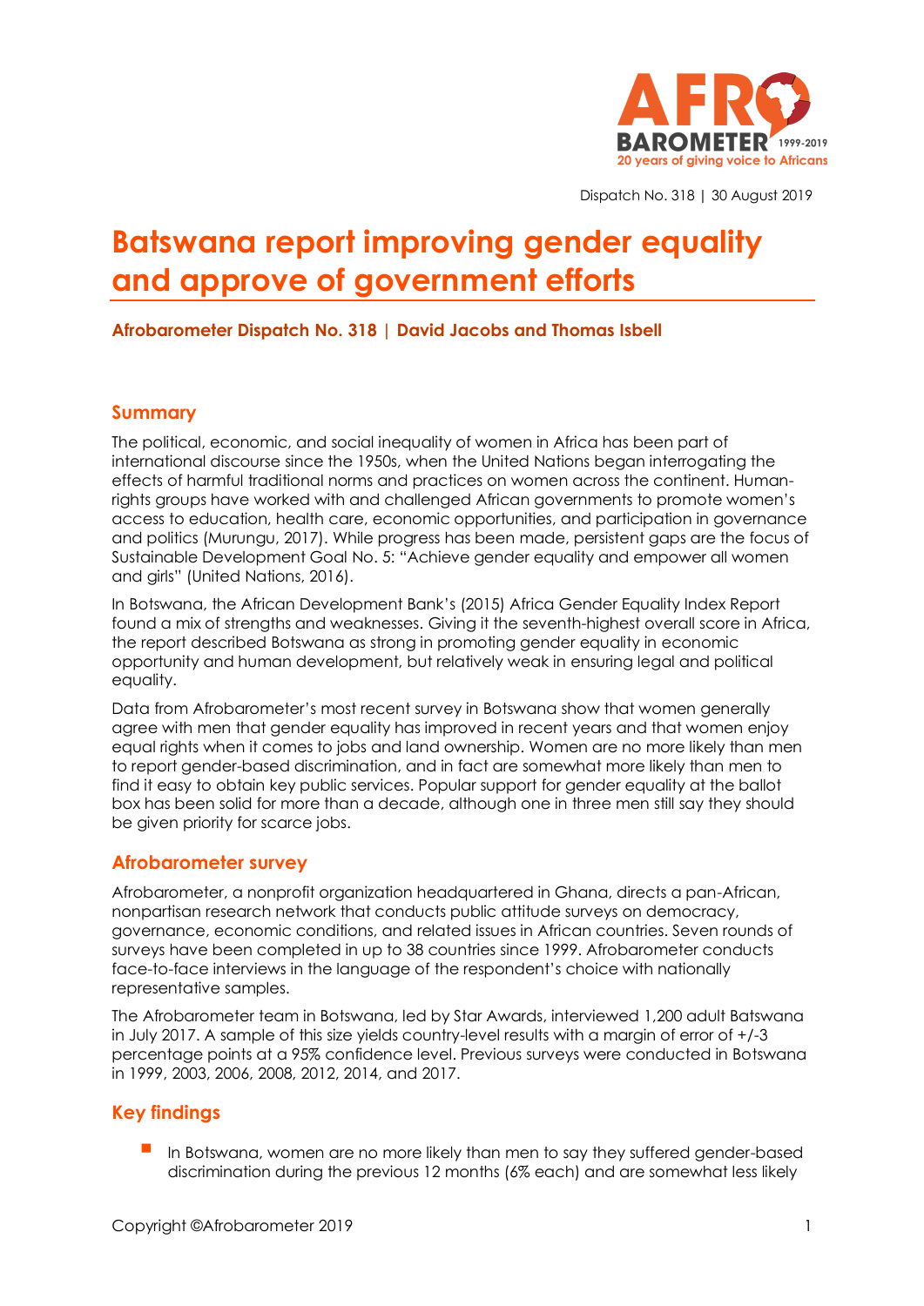Dispatch No. 318 | 30 August 2019

# Batswana report improving gender equality and approve of government efforts

**Afrobarometer Dispatch No. 318 | David Jacobs and Thomas Isbell**

## Summary

The political, economic, and social inequality of women in Africa has been part of international discourse since the 1950s, when the United Nations began interrogating the effects of harmful traditional norms and practices on women across the continent. Human-rights groups have worked with and challenged African governments to promote women's access to education, health care, economic opportunities, and participation in governance and politics (Murungu, 2017). While progress has been made, persistent gaps are the focus of Sustainable Development Goal No. 5: "Achieve gender equality and empower all women and girls" (United Nations, 2016).

In Botswana, the African Development Bank's (2015) Africa Gender Equality Index Report found a mix of strengths and weaknesses. Giving it the seventh-highest overall score in Africa, the report described Botswana as strong in promoting gender equality in economic opportunity and human development, but relatively weak in ensuring legal and political equality.

Data from Afrobarometer's most recent survey in Botswana show that women generally agree with men that gender equality has improved in recent years and that women enjoy equal rights when it comes to jobs and land ownership. Women are no more likely than men to report gender-based discrimination, and in fact are somewhat more likely than men to find it easy to obtain key public services. Popular support for gender equality at the ballot box has been solid for more than a decade, although one in three men still say they should be given priority for scarce jobs.

## Afrobarometer survey

Afrobarometer, a nonprofit organization headquartered in Ghana, directs a pan-African, nonpartisan research network that conducts public attitude surveys on democracy, governance, economic conditions, and related issues in African countries. Seven rounds of surveys have been completed in up to 38 countries since 1999. Afrobarometer conducts face-to-face interviews in the language of the respondent's choice with nationally representative samples.

The Afrobarometer team in Botswana, led by Star Awards, interviewed 1,200 adult Batswana in July 2017. A sample of this size yields country-level results with a margin of error of +/-3 percentage points at a 95% confidence level. Previous surveys were conducted in Botswana in 1999, 2003, 2006, 2008, 2012, 2014, and 2017.

## Key findings

- In Botswana, women are no more likely than men to say they suffered gender-based discrimination during the previous 12 months (6% each) and are somewhat less likely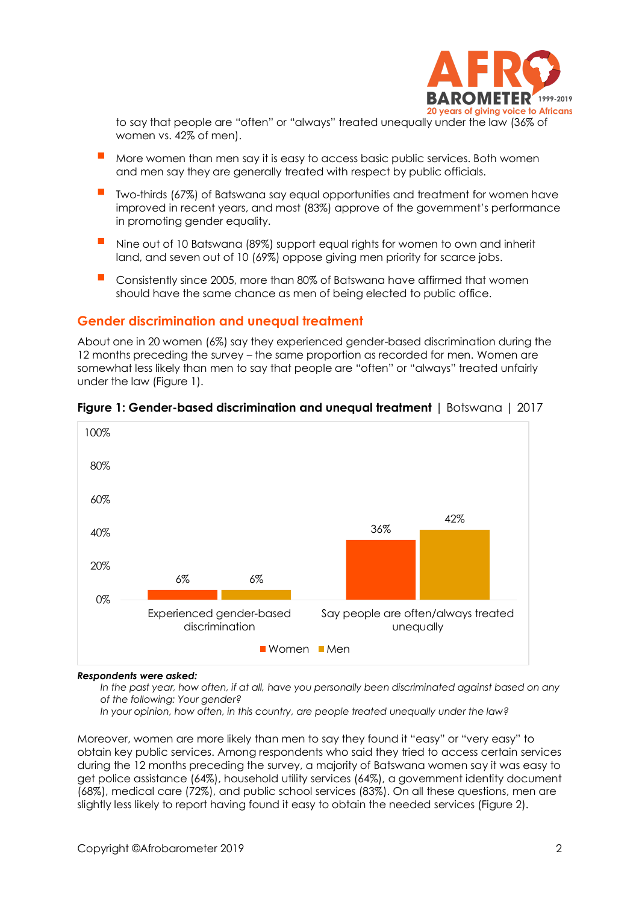to say that people are "often" or "always" treated unequally under the law (36% of women vs. 42% of men).

- More women than men say it is easy to access basic public services. Both women and men say they are generally treated with respect by public officials.
- Two-thirds (67%) of Batswana say equal opportunities and treatment for women have improved in recent years, and most (83%) approve of the government's performance in promoting gender equality.
- Nine out of 10 Batswana (89%) support equal rights for women to own and inherit land, and seven out of 10 (69%) oppose giving men priority for scarce jobs.
- Consistently since 2005, more than 80% of Batswana have affirmed that women should have the same chance as men of being elected to public office.

## Gender discrimination and unequal treatment

About one in 20 women (6%) say they experienced gender-based discrimination during the 12 months preceding the survey – the same proportion as recorded for men. Women are somewhat less likely than men to say that people are "often" or "always" treated unfairly under the law (Figure 1).

**Figure 1: Gender-based discrimination and unequal treatment** | Botswana | 2017

| | Women | Men |
|---|---|---|
| Experienced gender-based discrimination | 6% | 6% |
| Say people are often/always treated unequally | 36% | 42% |

***Respondents were asked:***

*In the past year, how often, if at all, have you personally been discriminated against based on any of the following: Your gender?*

*In your opinion, how often, in this country, are people treated unequally under the law?*

Moreover, women are more likely than men to say they found it "easy" or "very easy" to obtain key public services. Among respondents who said they tried to access certain services during the 12 months preceding the survey, a majority of Batswana women say it was easy to get police assistance (64%), household utility services (64%), a government identity document (68%), medical care (72%), and public school services (83%). On all these questions, men are slightly less likely to report having found it easy to obtain the needed services (Figure 2).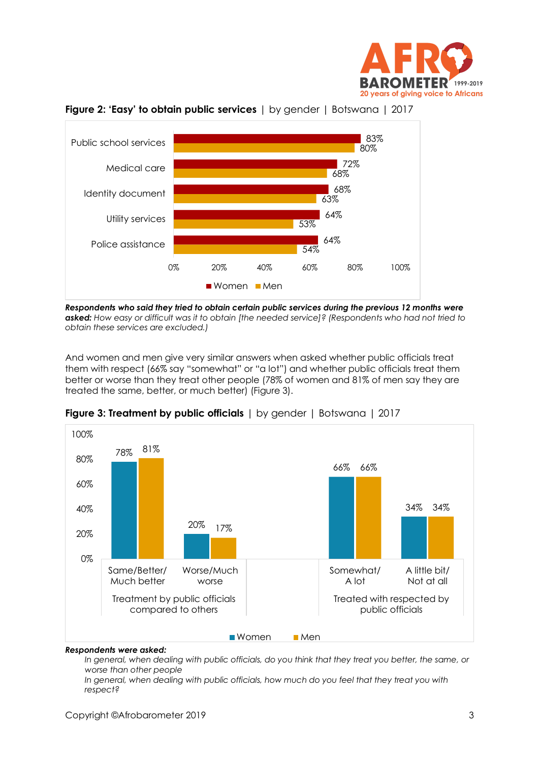**Figure 2: 'Easy' to obtain public services** | by gender | Botswana | 2017

| | Women | Men |
|---|---|---|
| Public school services | 83% | 80% |
| Medical care | 72% | 68% |
| Identity document | 68% | 63% |
| Utility services | 64% | 53% |
| Police assistance | 64% | 54% |

***Respondents who said they tried to obtain certain public services during the previous 12 months were asked:*** *How easy or difficult was it to obtain [the needed service]? (Respondents who had not tried to obtain these services are excluded.)*

And women and men give very similar answers when asked whether public officials treat them with respect (66% say "somewhat" or "a lot") and whether public officials treat them better or worse than they treat other people (78% of women and 81% of men say they are treated the same, better, or much better) (Figure 3).

**Figure 3: Treatment by public officials** | by gender | Botswana | 2017

| | | Women | Men |
|---|---|---|---|
| Treatment by public officials compared to others | Same/Better/Much better | 78% | 81% |
| | Worse/Much worse | 20% | 17% |
| Treated with respected by public officials | Somewhat/A lot | 66% | 66% |
| | A little bit/Not at all | 34% | 34% |

***Respondents were asked:***

*In general, when dealing with public officials, do you think that they treat you better, the same, or worse than other people*

*In general, when dealing with public officials, how much do you feel that they treat you with respect?*

Copyright ©Afrobarometer 2019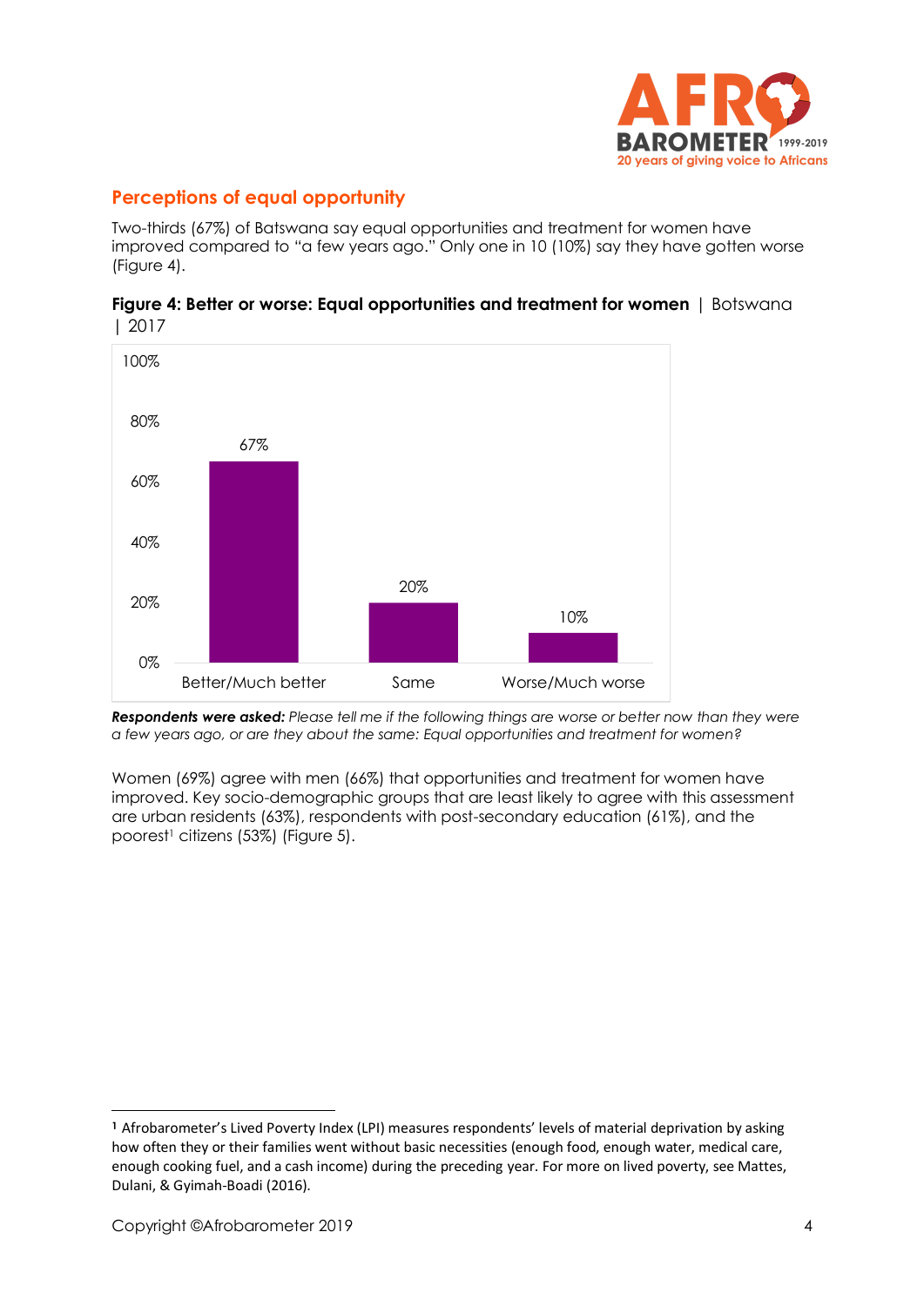## Perceptions of equal opportunity

Two-thirds (67%) of Batswana say equal opportunities and treatment for women have improved compared to "a few years ago." Only one in 10 (10%) say they have gotten worse (Figure 4).

**Figure 4: Better or worse: Equal opportunities and treatment for women** | Botswana | 2017

| | Better/Much better | Same | Worse/Much worse |
|---|---|---|---|
| % | 67% | 20% | 10% |

***Respondents were asked:*** *Please tell me if the following things are worse or better now than they were a few years ago, or are they about the same: Equal opportunities and treatment for women?*

Women (69%) agree with men (66%) that opportunities and treatment for women have improved. Key socio-demographic groups that are least likely to agree with this assessment are urban residents (63%), respondents with post-secondary education (61%), and the poorest[1] citizens (53%) (Figure 5).

[1] Afrobarometer's Lived Poverty Index (LPI) measures respondents' levels of material deprivation by asking how often they or their families went without basic necessities (enough food, enough water, medical care, enough cooking fuel, and a cash income) during the preceding year. For more on lived poverty, see Mattes, Dulani, & Gyimah-Boadi (2016).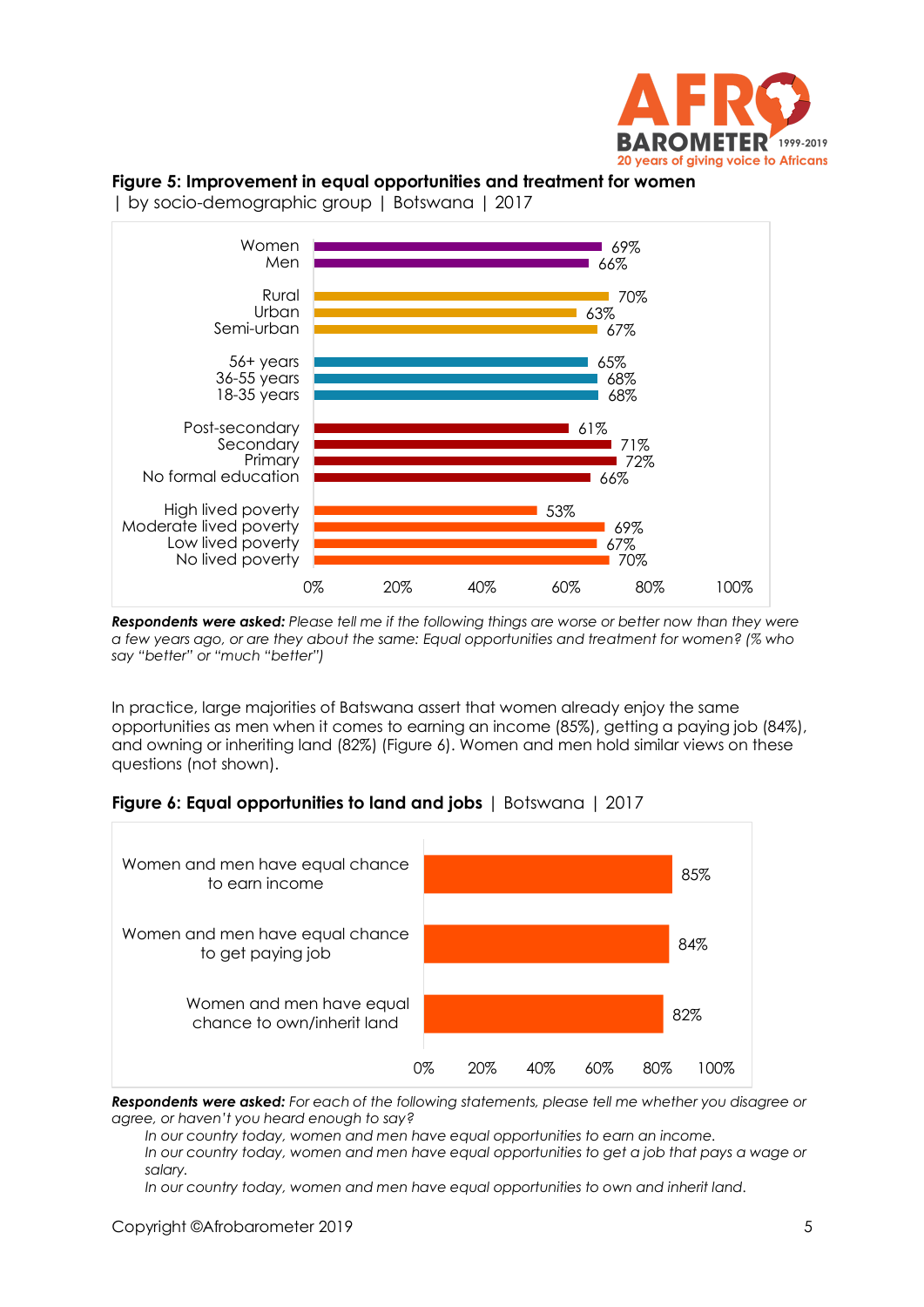**Figure 5: Improvement in equal opportunities and treatment for women** | by socio-demographic group | Botswana | 2017

| Group | % |
| --- | --- |
| Women | 69% |
| Men | 66% |
| Rural | 70% |
| Urban | 63% |
| Semi-urban | 67% |
| 56+ years | 65% |
| 36-55 years | 68% |
| 18-35 years | 68% |
| Post-secondary | 61% |
| Secondary | 71% |
| Primary | 72% |
| No formal education | 66% |
| High lived poverty | 53% |
| Moderate lived poverty | 69% |
| Low lived poverty | 67% |
| No lived poverty | 70% |

***Respondents were asked:*** *Please tell me if the following things are worse or better now than they were a few years ago, or are they about the same: Equal opportunities and treatment for women? (% who say "better" or "much "better")*

In practice, large majorities of Batswana assert that women already enjoy the same opportunities as men when it comes to earning an income (85%), getting a paying job (84%), and owning or inheriting land (82%) (Figure 6). Women and men hold similar views on these questions (not shown).

**Figure 6: Equal opportunities to land and jobs** | Botswana | 2017

| Statement | % |
| --- | --- |
| Women and men have equal chance to earn income | 85% |
| Women and men have equal chance to get paying job | 84% |
| Women and men have equal chance to own/inherit land | 82% |

***Respondents were asked:*** *For each of the following statements, please tell me whether you disagree or agree, or haven't you heard enough to say?*

*In our country today, women and men have equal opportunities to earn an income.*
*In our country today, women and men have equal opportunities to get a job that pays a wage or salary.*
*In our country today, women and men have equal opportunities to own and inherit land.*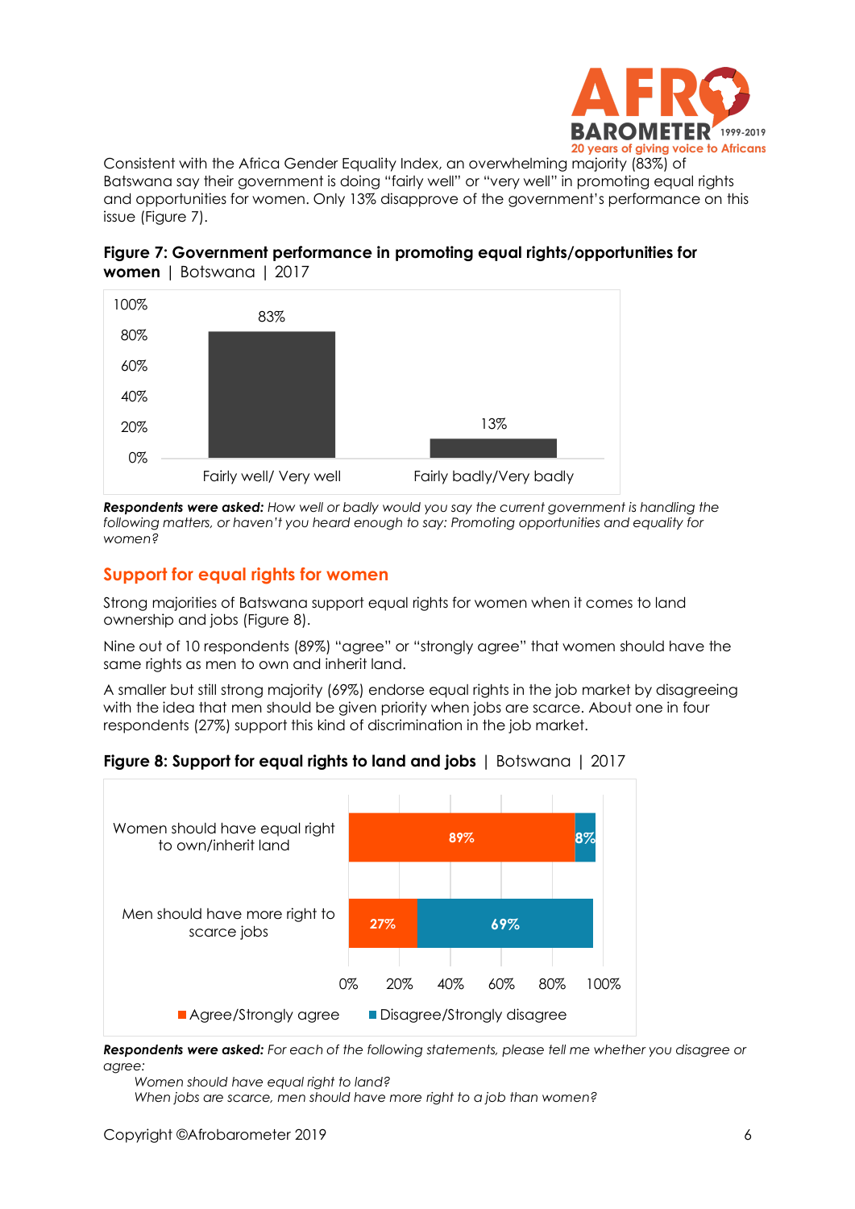Consistent with the Africa Gender Equality Index, an overwhelming majority (83%) of Batswana say their government is doing "fairly well" or "very well" in promoting equal rights and opportunities for women. Only 13% disapprove of the government's performance on this issue (Figure 7).

**Figure 7: Government performance in promoting equal rights/opportunities for women** | Botswana | 2017

| | Percentage |
|---|---|
| Fairly well/ Very well | 83% |
| Fairly badly/Very badly | 13% |

***Respondents were asked:*** *How well or badly would you say the current government is handling the following matters, or haven't you heard enough to say: Promoting opportunities and equality for women?*

## Support for equal rights for women

Strong majorities of Batswana support equal rights for women when it comes to land ownership and jobs (Figure 8).

Nine out of 10 respondents (89%) "agree" or "strongly agree" that women should have the same rights as men to own and inherit land.

A smaller but still strong majority (69%) endorse equal rights in the job market by disagreeing with the idea that men should be given priority when jobs are scarce. About one in four respondents (27%) support this kind of discrimination in the job market.

**Figure 8: Support for equal rights to land and jobs** | Botswana | 2017

| | Agree/Strongly agree | Disagree/Strongly disagree |
|---|---|---|
| Women should have equal right to own/inherit land | 89% | 8% |
| Men should have more right to scarce jobs | 27% | 69% |

***Respondents were asked:*** *For each of the following statements, please tell me whether you disagree or agree:*

*Women should have equal right to land?*
*When jobs are scarce, men should have more right to a job than women?*

Copyright ©Afrobarometer 2019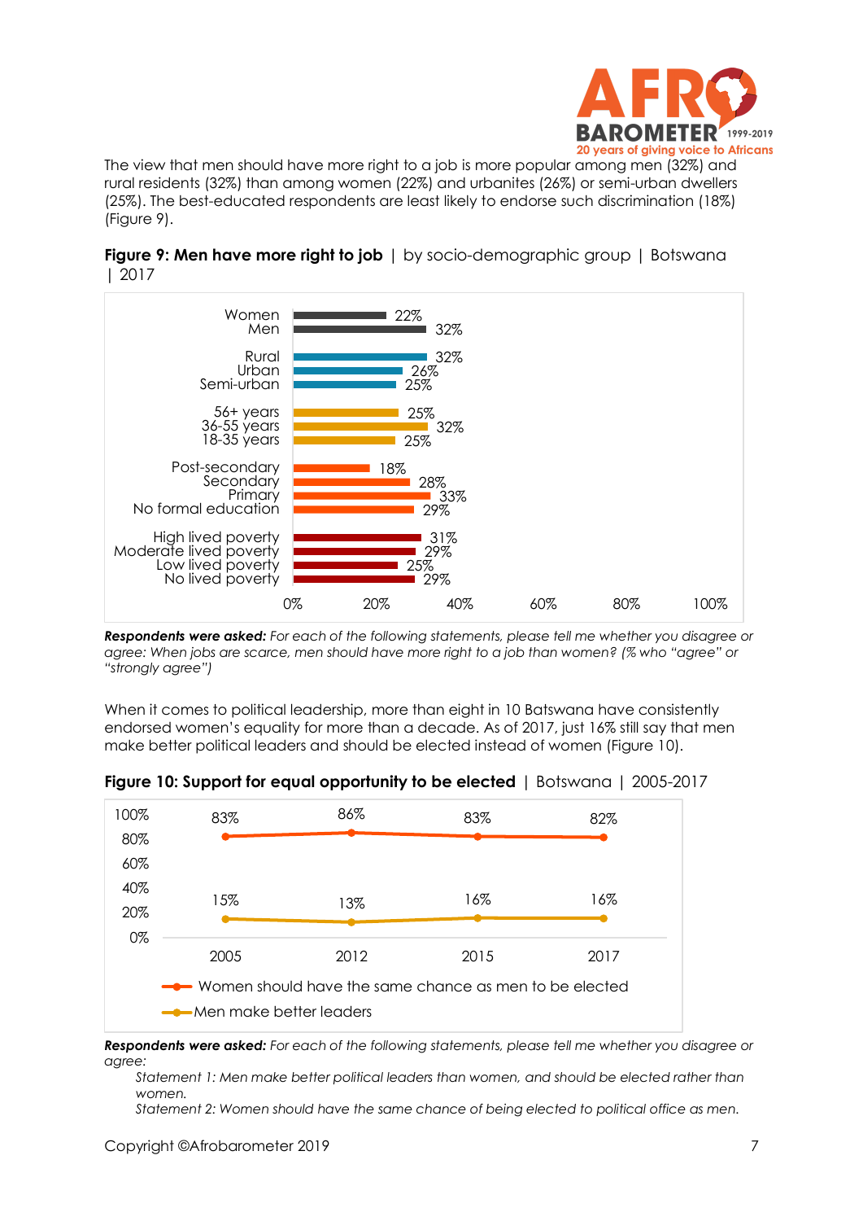The view that men should have more right to a job is more popular among men (32%) and rural residents (32%) than among women (22%) and urbanites (26%) or semi-urban dwellers (25%). The best-educated respondents are least likely to endorse such discrimination (18%) (Figure 9).

**Figure 9: Men have more right to job** | by socio-demographic group | Botswana | 2017

| Group | % |
|---|---|
| Women | 22% |
| Men | 32% |
| Rural | 32% |
| Urban | 26% |
| Semi-urban | 25% |
| 56+ years | 25% |
| 36-55 years | 32% |
| 18-35 years | 25% |
| Post-secondary | 18% |
| Secondary | 28% |
| Primary | 33% |
| No formal education | 29% |
| High lived poverty | 31% |
| Moderate lived poverty | 29% |
| Low lived poverty | 25% |
| No lived poverty | 29% |

***Respondents were asked:*** *For each of the following statements, please tell me whether you disagree or agree: When jobs are scarce, men should have more right to a job than women? (% who "agree" or "strongly agree")*

When it comes to political leadership, more than eight in 10 Batswana have consistently endorsed women's equality for more than a decade. As of 2017, just 16% still say that men make better political leaders and should be elected instead of women (Figure 10).

**Figure 10: Support for equal opportunity to be elected** | Botswana | 2005-2017

| | 2005 | 2012 | 2015 | 2017 |
|---|---|---|---|---|
| Women should have the same chance as men to be elected | 83% | 86% | 83% | 82% |
| Men make better leaders | 15% | 13% | 16% | 16% |

***Respondents were asked:*** *For each of the following statements, please tell me whether you disagree or agree:*

*Statement 1: Men make better political leaders than women, and should be elected rather than women.*

*Statement 2: Women should have the same chance of being elected to political office as men.*

Copyright ©Afrobarometer 2019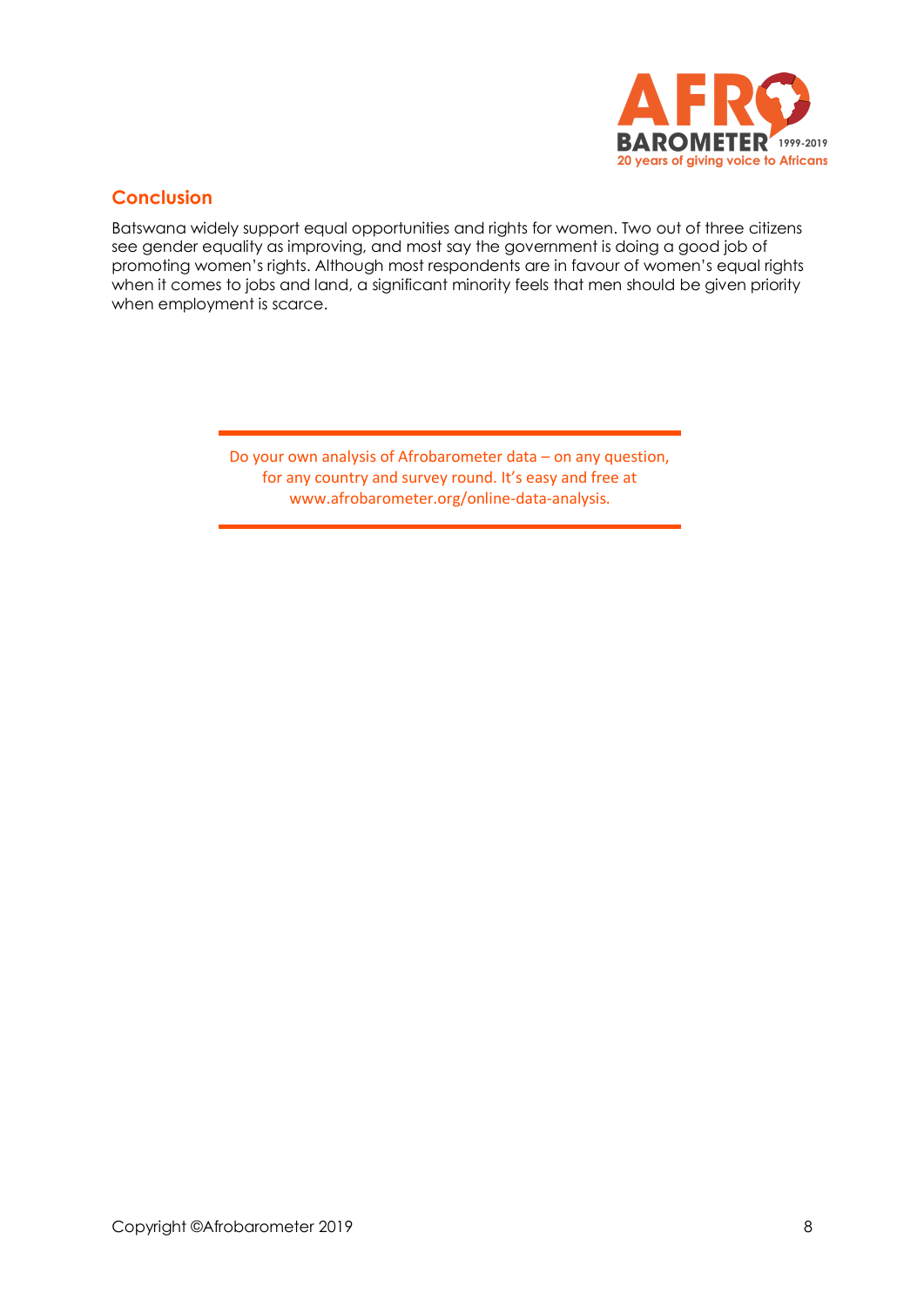## Conclusion

Batswana widely support equal opportunities and rights for women. Two out of three citizens see gender equality as improving, and most say the government is doing a good job of promoting women's rights. Although most respondents are in favour of women's equal rights when it comes to jobs and land, a significant minority feels that men should be given priority when employment is scarce.

---

Do your own analysis of Afrobarometer data – on any question, for any country and survey round. It's easy and free at www.afrobarometer.org/online-data-analysis.

---

Copyright ©Afrobarometer 2019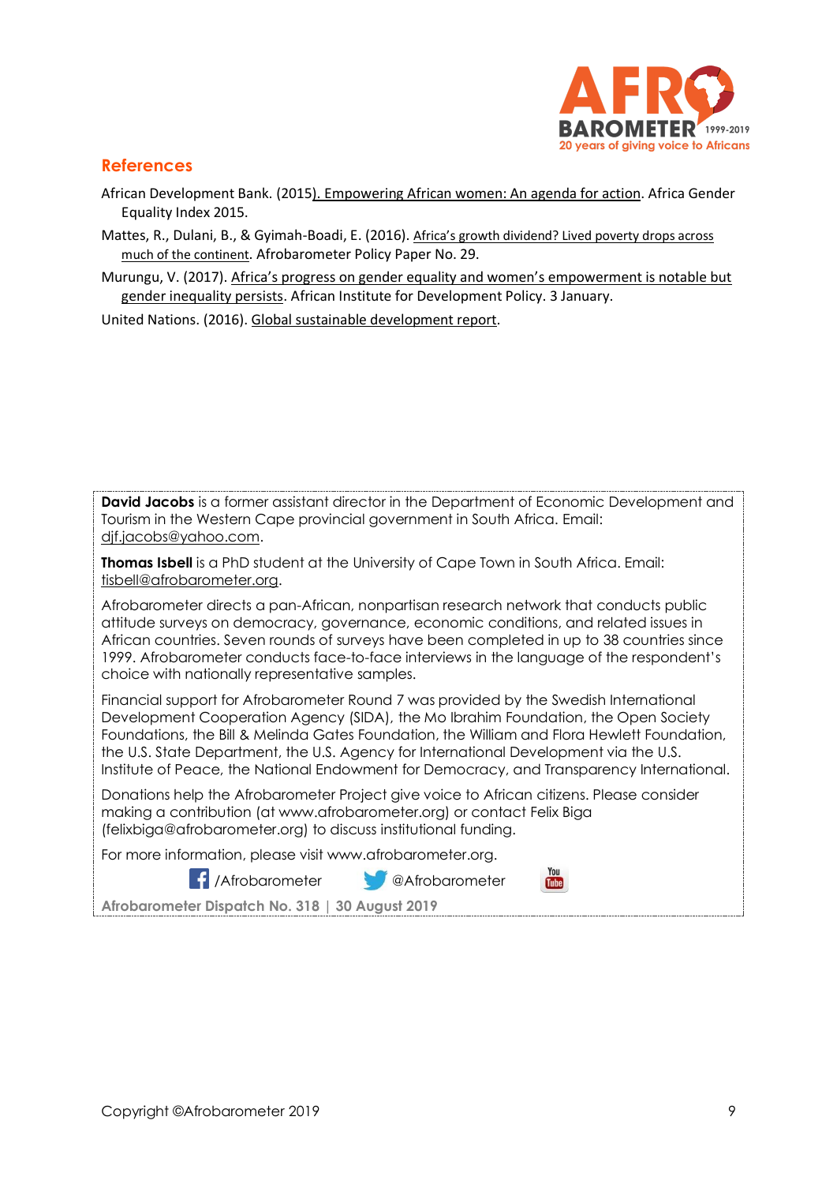## References

African Development Bank. (2015). Empowering African women: An agenda for action. Africa Gender Equality Index 2015.

Mattes, R., Dulani, B., & Gyimah-Boadi, E. (2016). Africa's growth dividend? Lived poverty drops across much of the continent. Afrobarometer Policy Paper No. 29.

Murungu, V. (2017). Africa's progress on gender equality and women's empowerment is notable but gender inequality persists. African Institute for Development Policy. 3 January.

United Nations. (2016). Global sustainable development report.

**David Jacobs** is a former assistant director in the Department of Economic Development and Tourism in the Western Cape provincial government in South Africa. Email: djf.jacobs@yahoo.com.

**Thomas Isbell** is a PhD student at the University of Cape Town in South Africa. Email: tisbell@afrobarometer.org.

Afrobarometer directs a pan-African, nonpartisan research network that conducts public attitude surveys on democracy, governance, economic conditions, and related issues in African countries. Seven rounds of surveys have been completed in up to 38 countries since 1999. Afrobarometer conducts face-to-face interviews in the language of the respondent's choice with nationally representative samples.

Financial support for Afrobarometer Round 7 was provided by the Swedish International Development Cooperation Agency (SIDA), the Mo Ibrahim Foundation, the Open Society Foundations, the Bill & Melinda Gates Foundation, the William and Flora Hewlett Foundation, the U.S. State Department, the U.S. Agency for International Development via the U.S. Institute of Peace, the National Endowment for Democracy, and Transparency International.

Donations help the Afrobarometer Project give voice to African citizens. Please consider making a contribution (at www.afrobarometer.org) or contact Felix Biga (felixbiga@afrobarometer.org) to discuss institutional funding.

For more information, please visit www.afrobarometer.org.

/Afrobarometer @Afrobarometer

**Afrobarometer Dispatch No. 318 | 30 August 2019**

Copyright ©Afrobarometer 2019